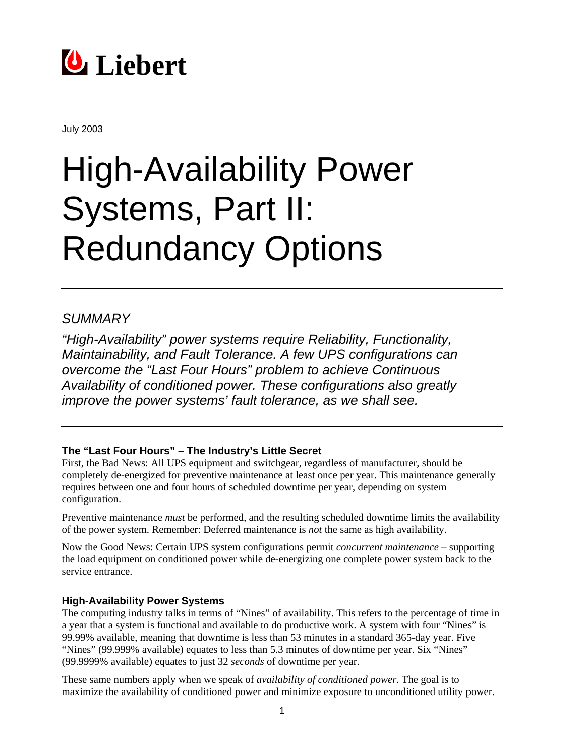# Liebert

July 2003

# High-Availability Power Systems, Part II: Redundancy Options

---

## *SUMMARY*

*"High-Availability" power systems require Reliability, Functionality, Maintainability, and Fault Tolerance. A few UPS configurations can overcome the "Last Four Hours" problem to achieve Continuous Availability of conditioned power. These configurations also greatly improve the power systems' fault tolerance, as we shall see.*

---

### The "Last Four Hours" – The Industry's Little Secret

First, the Bad News: All UPS equipment and switchgear, regardless of manufacturer, should be completely de-energized for preventive maintenance at least once per year. This maintenance generally requires between one and four hours of scheduled downtime per year, depending on system configuration.

Preventive maintenance *must* be performed, and the resulting scheduled downtime limits the availability of the power system. Remember: Deferred maintenance is *not* the same as high availability.

Now the Good News: Certain UPS system configurations permit *concurrent maintenance* – supporting the load equipment on conditioned power while de-energizing one complete power system back to the service entrance.

### High-Availability Power Systems

The computing industry talks in terms of "Nines" of availability. This refers to the percentage of time in a year that a system is functional and available to do productive work. A system with four "Nines" is 99.99% available, meaning that downtime is less than 53 minutes in a standard 365-day year. Five "Nines" (99.999% available) equates to less than 5.3 minutes of downtime per year. Six "Nines" (99.9999% available) equates to just 32 *seconds* of downtime per year.

These same numbers apply when we speak of *availability of conditioned power.* The goal is to maximize the availability of conditioned power and minimize exposure to unconditioned utility power.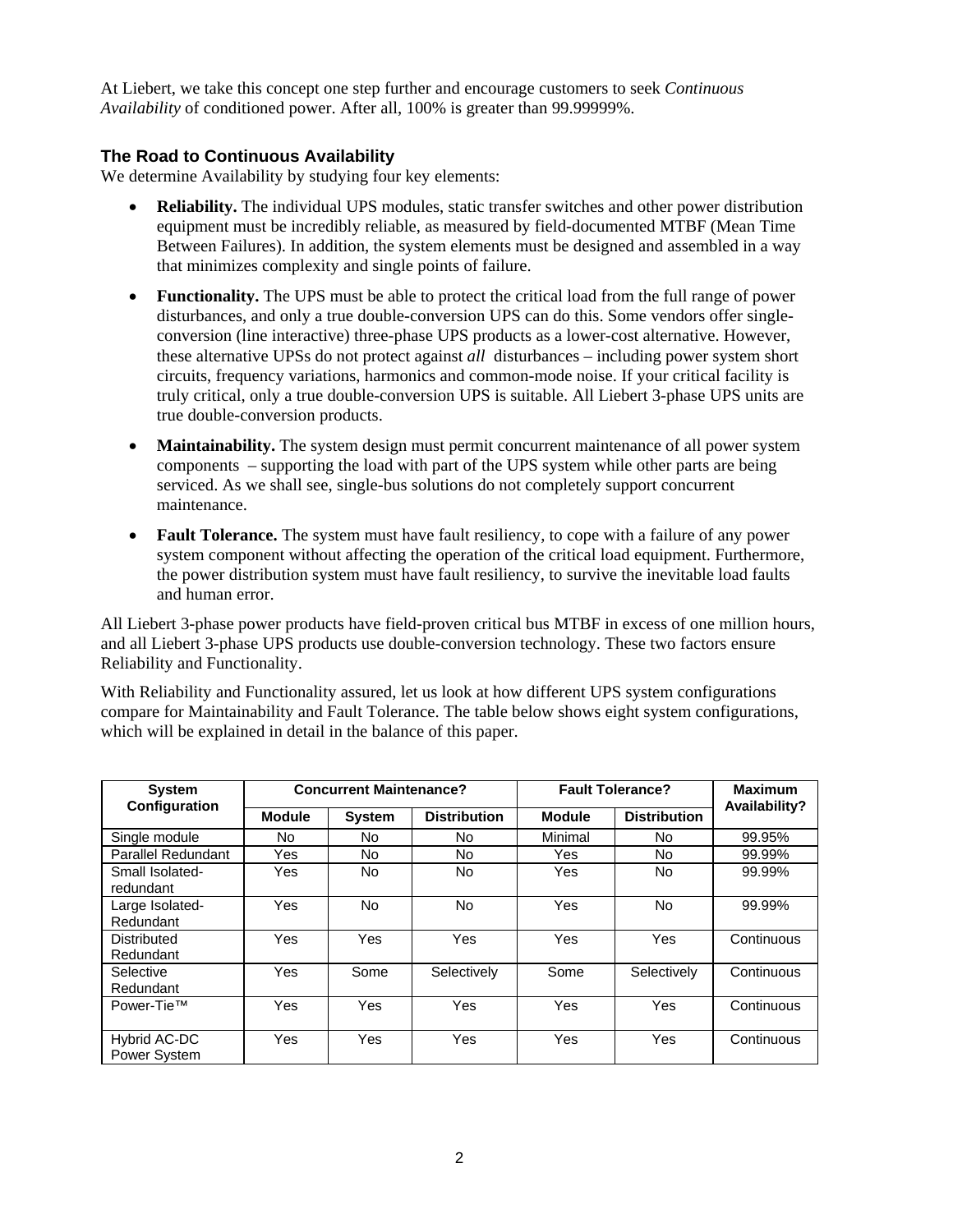At Liebert, we take this concept one step further and encourage customers to seek *Continuous Availability* of conditioned power. After all, 100% is greater than 99.99999%.

### The Road to Continuous Availability

We determine Availability by studying four key elements:

- **Reliability.** The individual UPS modules, static transfer switches and other power distribution equipment must be incredibly reliable, as measured by field-documented MTBF (Mean Time Between Failures). In addition, the system elements must be designed and assembled in a way that minimizes complexity and single points of failure.
- **Functionality.** The UPS must be able to protect the critical load from the full range of power disturbances, and only a true double-conversion UPS can do this. Some vendors offer single-conversion (line interactive) three-phase UPS products as a lower-cost alternative. However, these alternative UPSs do not protect against *all* disturbances – including power system short circuits, frequency variations, harmonics and common-mode noise. If your critical facility is truly critical, only a true double-conversion UPS is suitable. All Liebert 3-phase UPS units are true double-conversion products.
- **Maintainability.** The system design must permit concurrent maintenance of all power system components – supporting the load with part of the UPS system while other parts are being serviced. As we shall see, single-bus solutions do not completely support concurrent maintenance.
- **Fault Tolerance.** The system must have fault resiliency, to cope with a failure of any power system component without affecting the operation of the critical load equipment. Furthermore, the power distribution system must have fault resiliency, to survive the inevitable load faults and human error.

All Liebert 3-phase power products have field-proven critical bus MTBF in excess of one million hours, and all Liebert 3-phase UPS products use double-conversion technology. These two factors ensure Reliability and Functionality.

With Reliability and Functionality assured, let us look at how different UPS system configurations compare for Maintainability and Fault Tolerance. The table below shows eight system configurations, which will be explained in detail in the balance of this paper.

| System Configuration | Concurrent Maintenance? | | | Fault Tolerance? | | Maximum Availability? |
|---|---|---|---|---|---|---|
| | Module | System | Distribution | Module | Distribution | |
| Single module | No | No | No | Minimal | No | 99.95% |
| Parallel Redundant | Yes | No | No | Yes | No | 99.99% |
| Small Isolated-redundant | Yes | No | No | Yes | No | 99.99% |
| Large Isolated-Redundant | Yes | No | No | Yes | No | 99.99% |
| Distributed Redundant | Yes | Yes | Yes | Yes | Yes | Continuous |
| Selective Redundant | Yes | Some | Selectively | Some | Selectively | Continuous |
| Power-Tie™ | Yes | Yes | Yes | Yes | Yes | Continuous |
| Hybrid AC-DC Power System | Yes | Yes | Yes | Yes | Yes | Continuous |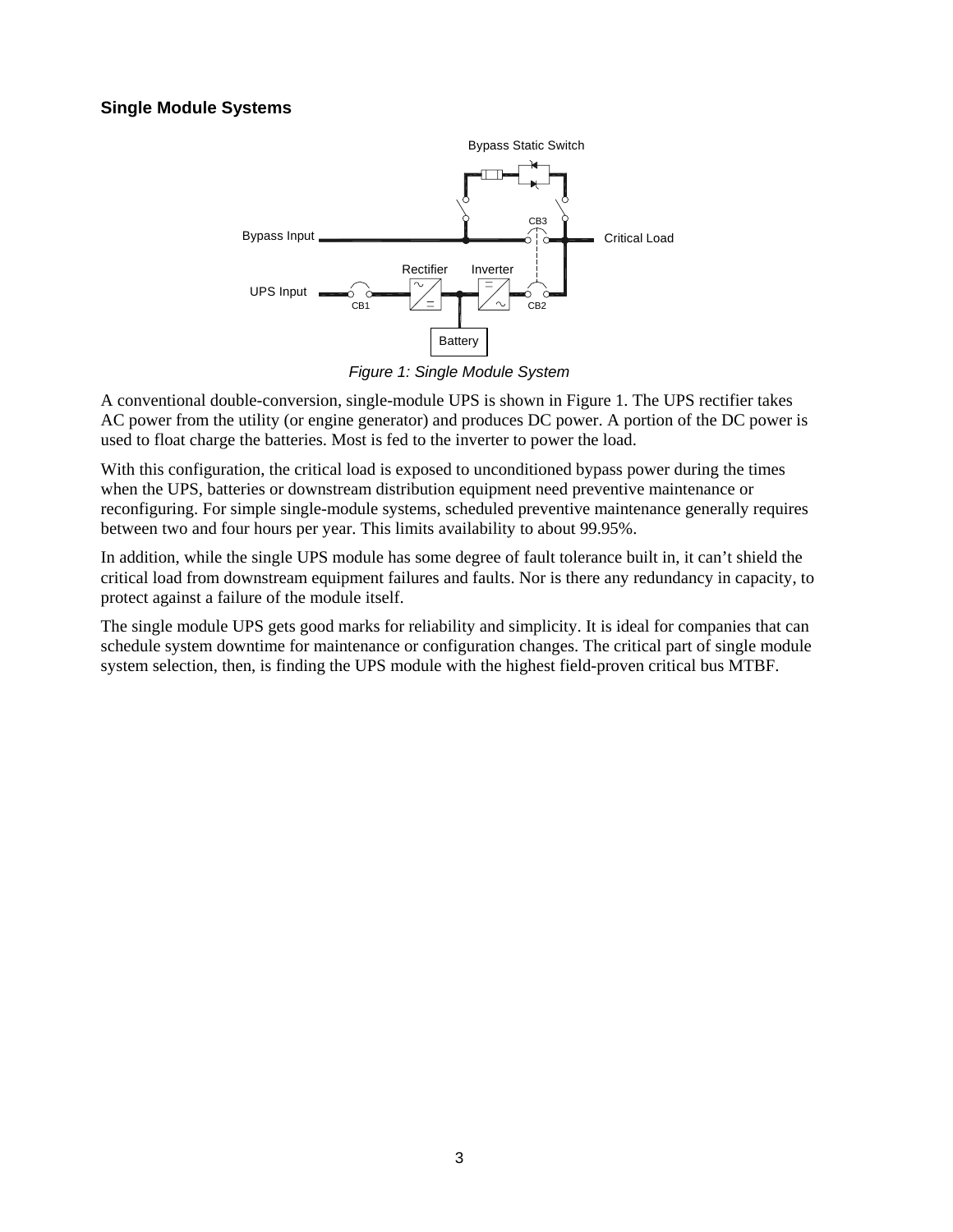### Single Module Systems

*Figure 1: Single Module System*

A conventional double-conversion, single-module UPS is shown in Figure 1. The UPS rectifier takes AC power from the utility (or engine generator) and produces DC power. A portion of the DC power is used to float charge the batteries. Most is fed to the inverter to power the load.

With this configuration, the critical load is exposed to unconditioned bypass power during the times when the UPS, batteries or downstream distribution equipment need preventive maintenance or reconfiguring. For simple single-module systems, scheduled preventive maintenance generally requires between two and four hours per year. This limits availability to about 99.95%.

In addition, while the single UPS module has some degree of fault tolerance built in, it can't shield the critical load from downstream equipment failures and faults. Nor is there any redundancy in capacity, to protect against a failure of the module itself.

The single module UPS gets good marks for reliability and simplicity. It is ideal for companies that can schedule system downtime for maintenance or configuration changes. The critical part of single module system selection, then, is finding the UPS module with the highest field-proven critical bus MTBF.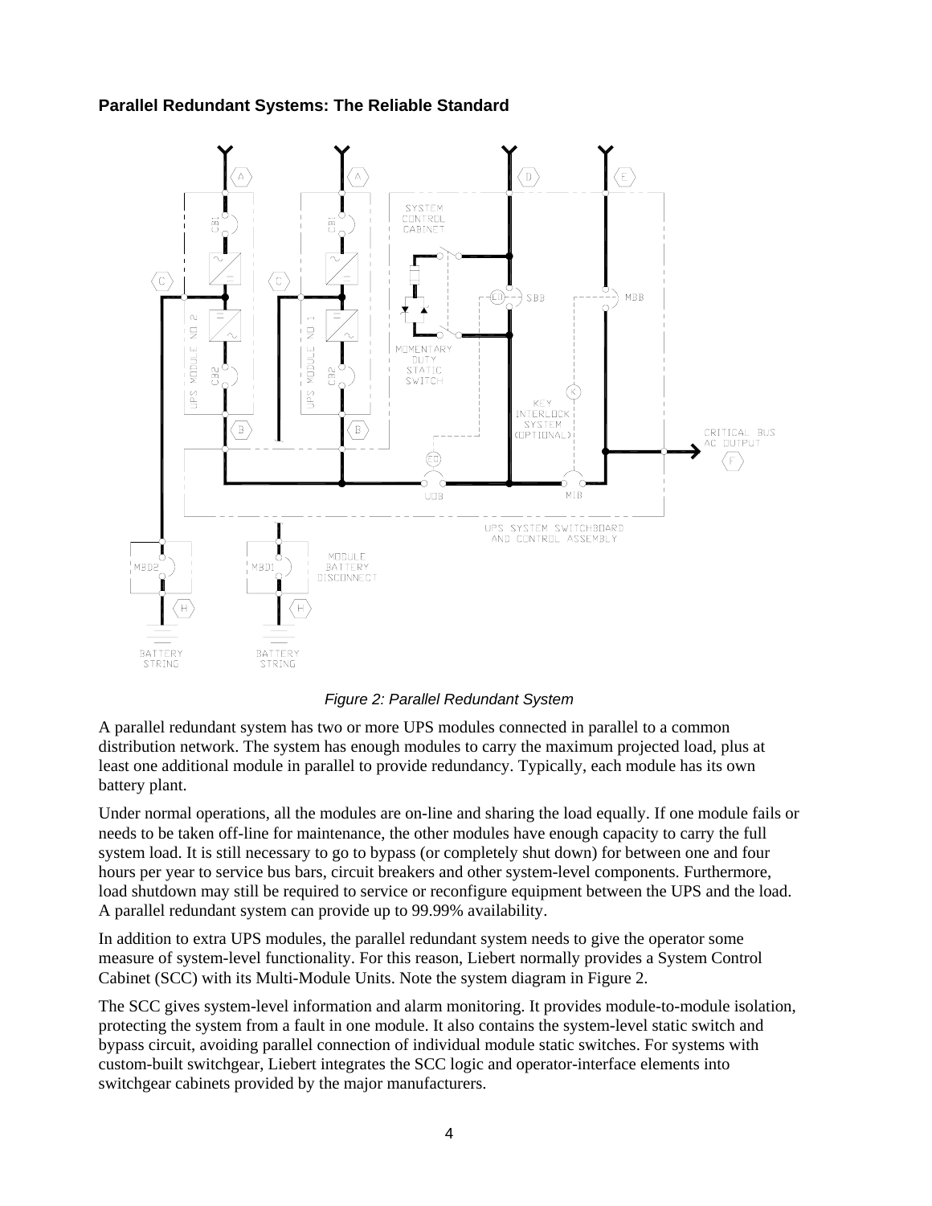### Parallel Redundant Systems: The Reliable Standard

*Figure 2: Parallel Redundant System*

A parallel redundant system has two or more UPS modules connected in parallel to a common distribution network. The system has enough modules to carry the maximum projected load, plus at least one additional module in parallel to provide redundancy. Typically, each module has its own battery plant.

Under normal operations, all the modules are on-line and sharing the load equally. If one module fails or needs to be taken off-line for maintenance, the other modules have enough capacity to carry the full system load. It is still necessary to go to bypass (or completely shut down) for between one and four hours per year to service bus bars, circuit breakers and other system-level components. Furthermore, load shutdown may still be required to service or reconfigure equipment between the UPS and the load. A parallel redundant system can provide up to 99.99% availability.

In addition to extra UPS modules, the parallel redundant system needs to give the operator some measure of system-level functionality. For this reason, Liebert normally provides a System Control Cabinet (SCC) with its Multi-Module Units. Note the system diagram in Figure 2.

The SCC gives system-level information and alarm monitoring. It provides module-to-module isolation, protecting the system from a fault in one module. It also contains the system-level static switch and bypass circuit, avoiding parallel connection of individual module static switches. For systems with custom-built switchgear, Liebert integrates the SCC logic and operator-interface elements into switchgear cabinets provided by the major manufacturers.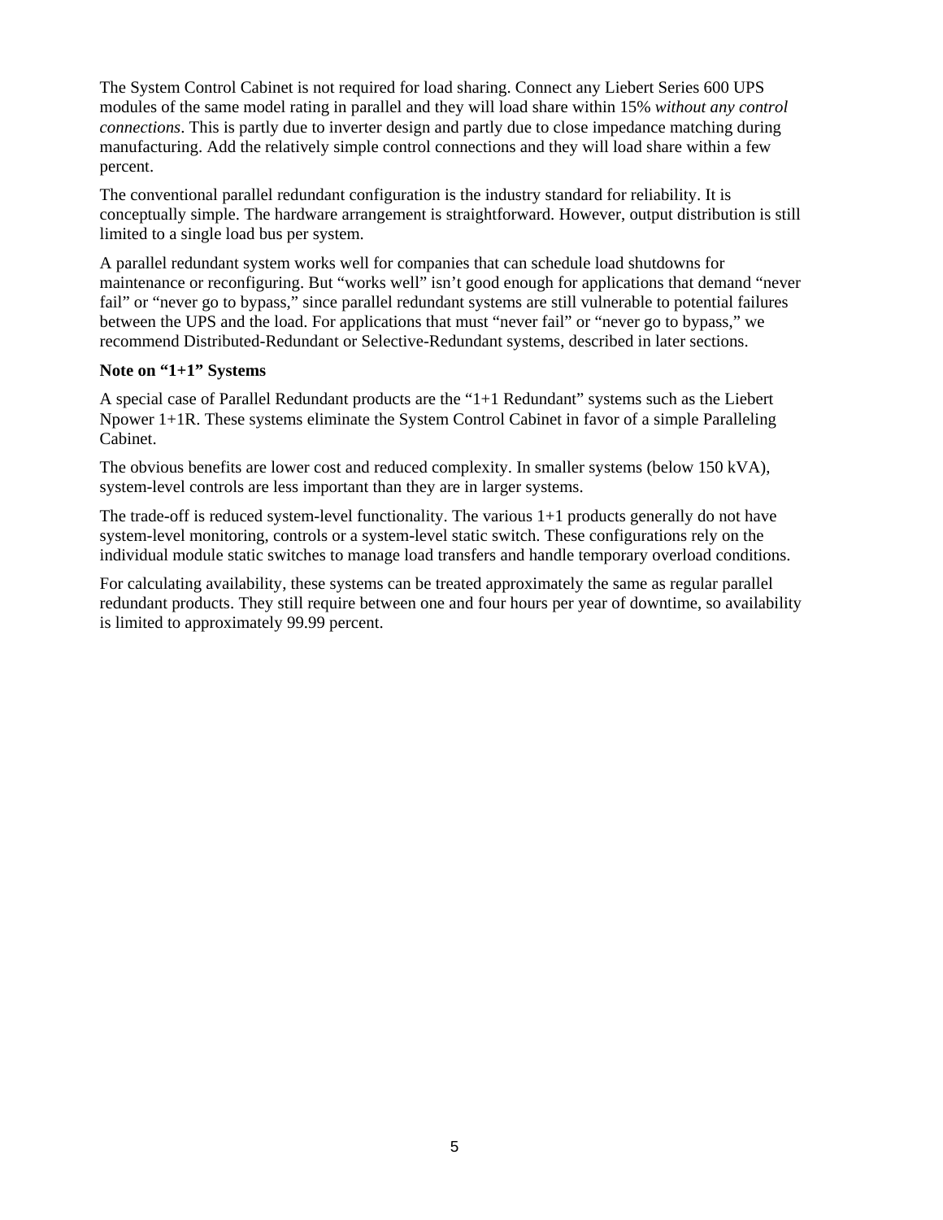The System Control Cabinet is not required for load sharing. Connect any Liebert Series 600 UPS modules of the same model rating in parallel and they will load share within 15% *without any control connections*. This is partly due to inverter design and partly due to close impedance matching during manufacturing. Add the relatively simple control connections and they will load share within a few percent.

The conventional parallel redundant configuration is the industry standard for reliability. It is conceptually simple. The hardware arrangement is straightforward. However, output distribution is still limited to a single load bus per system.

A parallel redundant system works well for companies that can schedule load shutdowns for maintenance or reconfiguring. But "works well" isn't good enough for applications that demand "never fail" or "never go to bypass," since parallel redundant systems are still vulnerable to potential failures between the UPS and the load. For applications that must "never fail" or "never go to bypass," we recommend Distributed-Redundant or Selective-Redundant systems, described in later sections.

**Note on "1+1" Systems**

A special case of Parallel Redundant products are the "1+1 Redundant" systems such as the Liebert Npower 1+1R. These systems eliminate the System Control Cabinet in favor of a simple Paralleling Cabinet.

The obvious benefits are lower cost and reduced complexity. In smaller systems (below 150 kVA), system-level controls are less important than they are in larger systems.

The trade-off is reduced system-level functionality. The various 1+1 products generally do not have system-level monitoring, controls or a system-level static switch. These configurations rely on the individual module static switches to manage load transfers and handle temporary overload conditions.

For calculating availability, these systems can be treated approximately the same as regular parallel redundant products. They still require between one and four hours per year of downtime, so availability is limited to approximately 99.99 percent.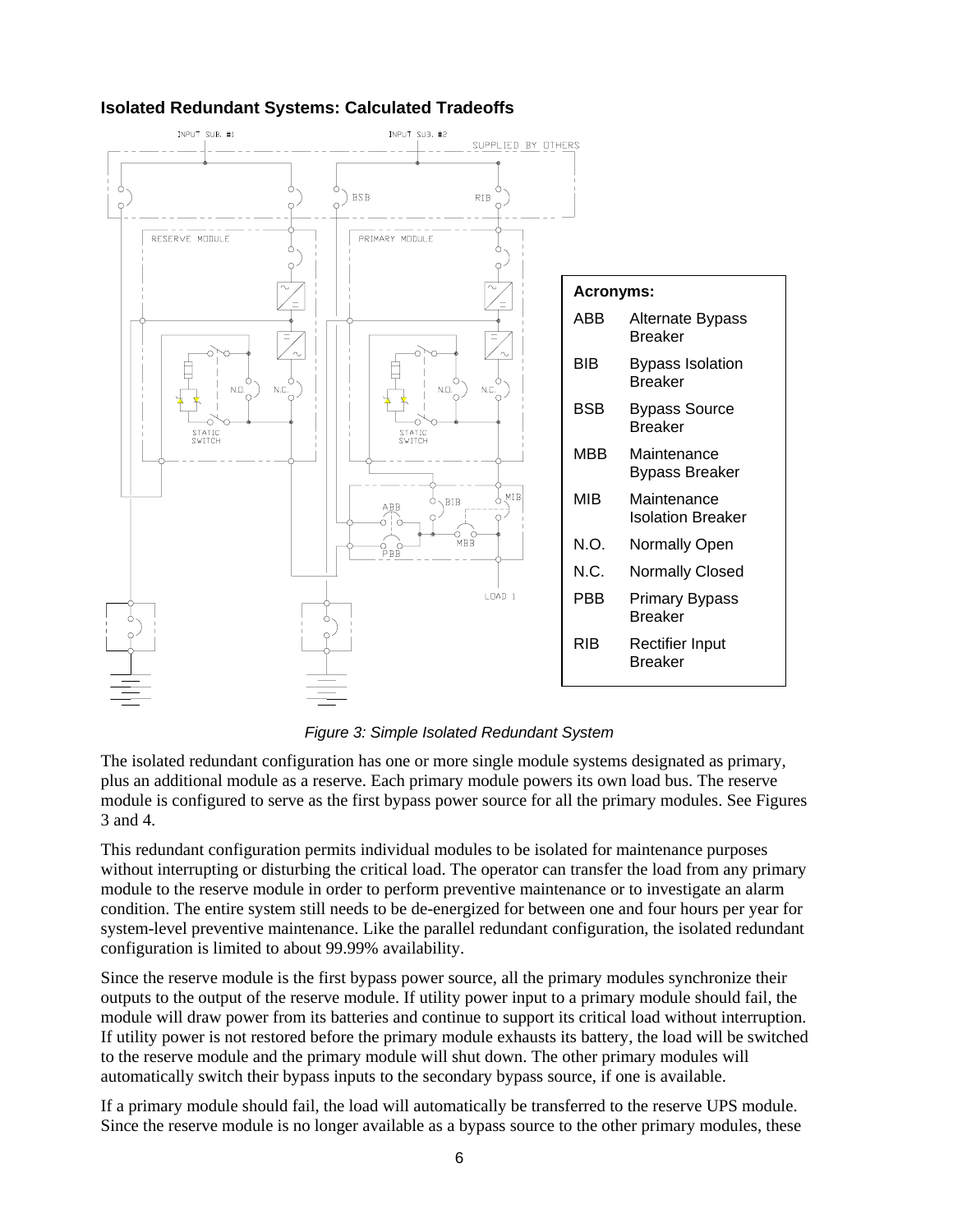### Isolated Redundant Systems: Calculated Tradeoffs

| Acronyms: | |
|---|---|
| ABB | Alternate Bypass Breaker |
| BIB | Bypass Isolation Breaker |
| BSB | Bypass Source Breaker |
| MBB | Maintenance Bypass Breaker |
| MIB | Maintenance Isolation Breaker |
| N.O. | Normally Open |
| N.C. | Normally Closed |
| PBB | Primary Bypass Breaker |
| RIB | Rectifier Input Breaker |

*Figure 3: Simple Isolated Redundant System*

The isolated redundant configuration has one or more single module systems designated as primary, plus an additional module as a reserve. Each primary module powers its own load bus. The reserve module is configured to serve as the first bypass power source for all the primary modules. See Figures 3 and 4.

This redundant configuration permits individual modules to be isolated for maintenance purposes without interrupting or disturbing the critical load. The operator can transfer the load from any primary module to the reserve module in order to perform preventive maintenance or to investigate an alarm condition. The entire system still needs to be de-energized for between one and four hours per year for system-level preventive maintenance. Like the parallel redundant configuration, the isolated redundant configuration is limited to about 99.99% availability.

Since the reserve module is the first bypass power source, all the primary modules synchronize their outputs to the output of the reserve module. If utility power input to a primary module should fail, the module will draw power from its batteries and continue to support its critical load without interruption. If utility power is not restored before the primary module exhausts its battery, the load will be switched to the reserve module and the primary module will shut down. The other primary modules will automatically switch their bypass inputs to the secondary bypass source, if one is available.

If a primary module should fail, the load will automatically be transferred to the reserve UPS module. Since the reserve module is no longer available as a bypass source to the other primary modules, these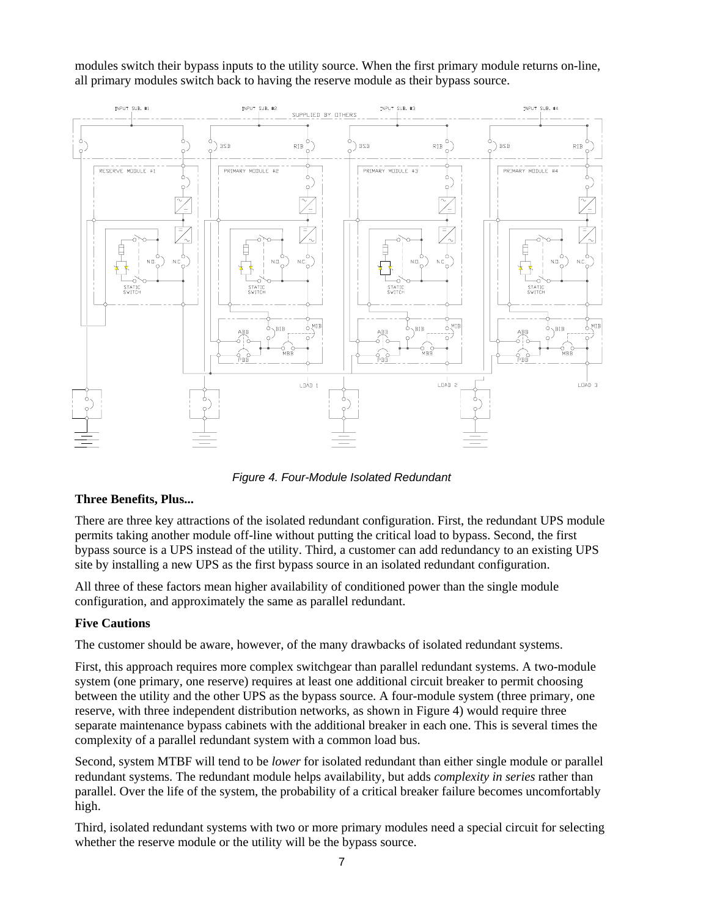modules switch their bypass inputs to the utility source. When the first primary module returns on-line, all primary modules switch back to having the reserve module as their bypass source.

*Figure 4. Four-Module Isolated Redundant*

**Three Benefits, Plus...**

There are three key attractions of the isolated redundant configuration. First, the redundant UPS module permits taking another module off-line without putting the critical load to bypass. Second, the first bypass source is a UPS instead of the utility. Third, a customer can add redundancy to an existing UPS site by installing a new UPS as the first bypass source in an isolated redundant configuration.

All three of these factors mean higher availability of conditioned power than the single module configuration, and approximately the same as parallel redundant.

**Five Cautions**

The customer should be aware, however, of the many drawbacks of isolated redundant systems.

First, this approach requires more complex switchgear than parallel redundant systems. A two-module system (one primary, one reserve) requires at least one additional circuit breaker to permit choosing between the utility and the other UPS as the bypass source. A four-module system (three primary, one reserve, with three independent distribution networks, as shown in Figure 4) would require three separate maintenance bypass cabinets with the additional breaker in each one. This is several times the complexity of a parallel redundant system with a common load bus.

Second, system MTBF will tend to be *lower* for isolated redundant than either single module or parallel redundant systems. The redundant module helps availability, but adds *complexity in series* rather than parallel. Over the life of the system, the probability of a critical breaker failure becomes uncomfortably high.

Third, isolated redundant systems with two or more primary modules need a special circuit for selecting whether the reserve module or the utility will be the bypass source.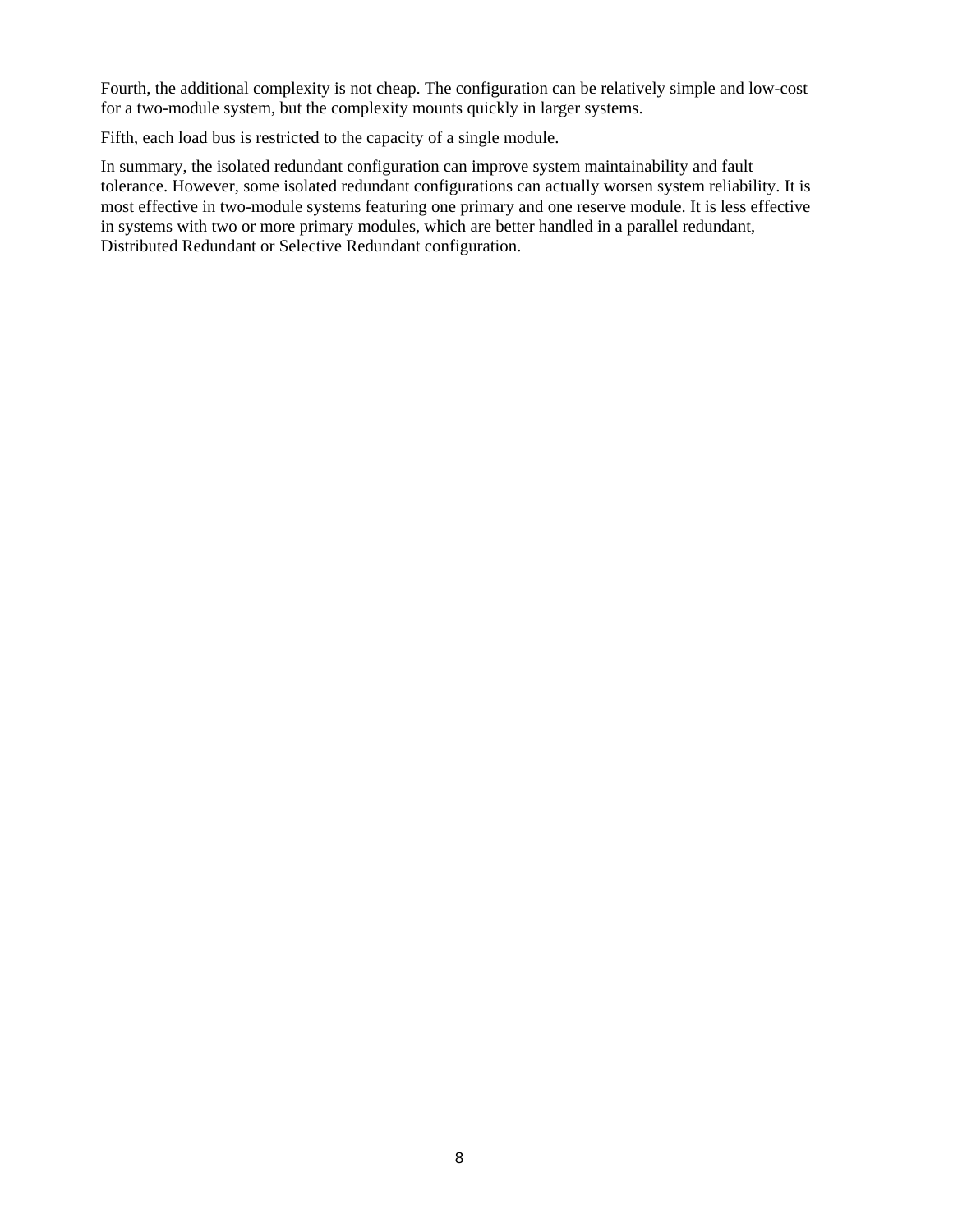Fourth, the additional complexity is not cheap. The configuration can be relatively simple and low-cost for a two-module system, but the complexity mounts quickly in larger systems.

Fifth, each load bus is restricted to the capacity of a single module.

In summary, the isolated redundant configuration can improve system maintainability and fault tolerance. However, some isolated redundant configurations can actually worsen system reliability. It is most effective in two-module systems featuring one primary and one reserve module. It is less effective in systems with two or more primary modules, which are better handled in a parallel redundant, Distributed Redundant or Selective Redundant configuration.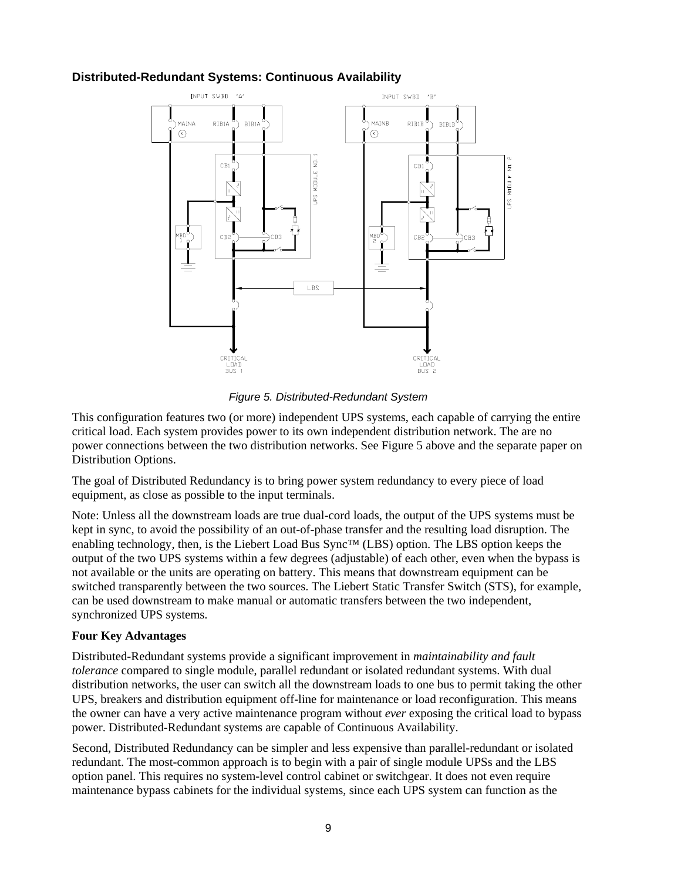### Distributed-Redundant Systems: Continuous Availability

*Figure 5. Distributed-Redundant System*

This configuration features two (or more) independent UPS systems, each capable of carrying the entire critical load. Each system provides power to its own independent distribution network. The are no power connections between the two distribution networks. See Figure 5 above and the separate paper on Distribution Options.

The goal of Distributed Redundancy is to bring power system redundancy to every piece of load equipment, as close as possible to the input terminals.

Note: Unless all the downstream loads are true dual-cord loads, the output of the UPS systems must be kept in sync, to avoid the possibility of an out-of-phase transfer and the resulting load disruption. The enabling technology, then, is the Liebert Load Bus Sync™ (LBS) option. The LBS option keeps the output of the two UPS systems within a few degrees (adjustable) of each other, even when the bypass is not available or the units are operating on battery. This means that downstream equipment can be switched transparently between the two sources. The Liebert Static Transfer Switch (STS), for example, can be used downstream to make manual or automatic transfers between the two independent, synchronized UPS systems.

**Four Key Advantages**

Distributed-Redundant systems provide a significant improvement in *maintainability and fault tolerance* compared to single module, parallel redundant or isolated redundant systems. With dual distribution networks, the user can switch all the downstream loads to one bus to permit taking the other UPS, breakers and distribution equipment off-line for maintenance or load reconfiguration. This means the owner can have a very active maintenance program without *ever* exposing the critical load to bypass power. Distributed-Redundant systems are capable of Continuous Availability.

Second, Distributed Redundancy can be simpler and less expensive than parallel-redundant or isolated redundant. The most-common approach is to begin with a pair of single module UPSs and the LBS option panel. This requires no system-level control cabinet or switchgear. It does not even require maintenance bypass cabinets for the individual systems, since each UPS system can function as the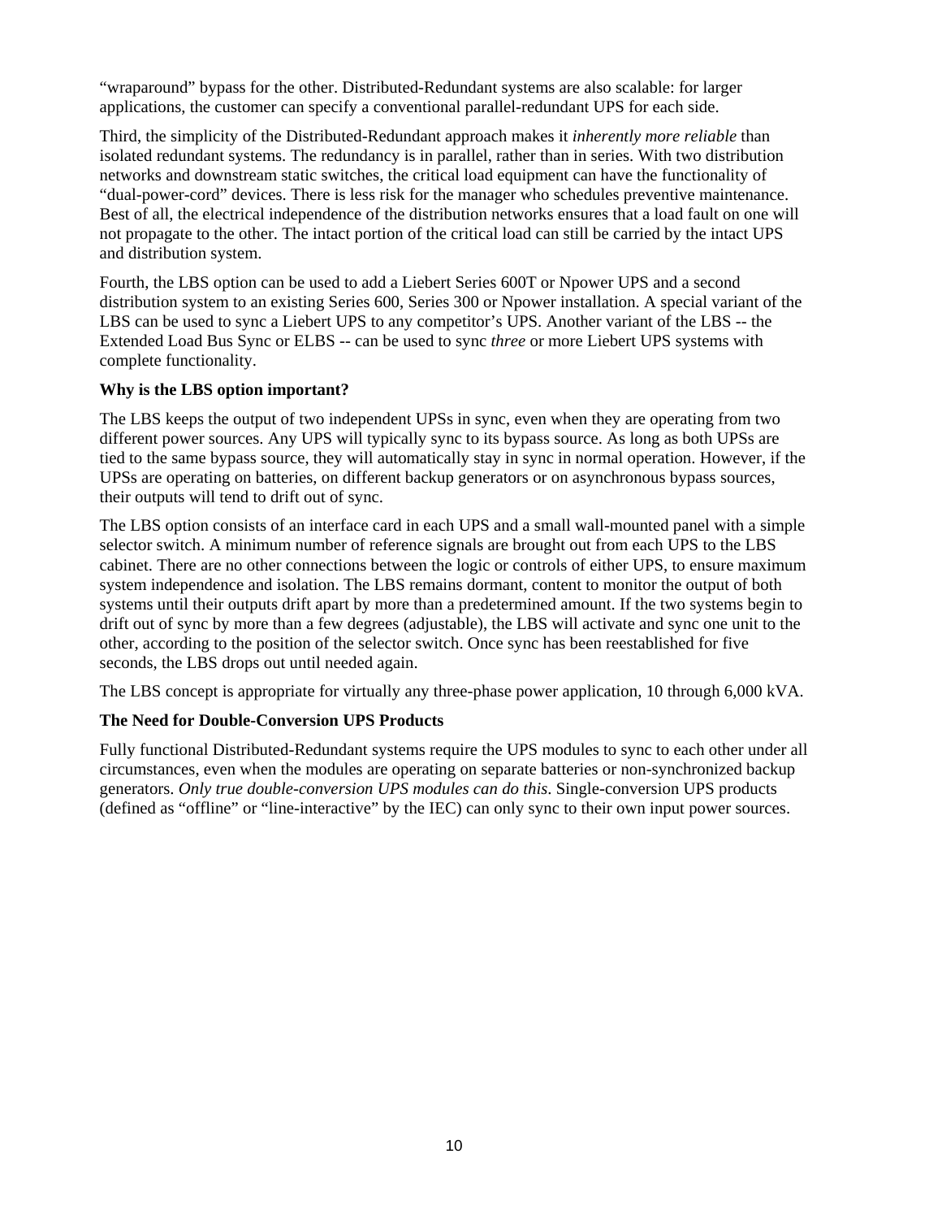“wraparound” bypass for the other. Distributed-Redundant systems are also scalable: for larger applications, the customer can specify a conventional parallel-redundant UPS for each side.

Third, the simplicity of the Distributed-Redundant approach makes it *inherently more reliable* than isolated redundant systems. The redundancy is in parallel, rather than in series. With two distribution networks and downstream static switches, the critical load equipment can have the functionality of “dual-power-cord” devices. There is less risk for the manager who schedules preventive maintenance. Best of all, the electrical independence of the distribution networks ensures that a load fault on one will not propagate to the other. The intact portion of the critical load can still be carried by the intact UPS and distribution system.

Fourth, the LBS option can be used to add a Liebert Series 600T or Npower UPS and a second distribution system to an existing Series 600, Series 300 or Npower installation. A special variant of the LBS can be used to sync a Liebert UPS to any competitor’s UPS. Another variant of the LBS -- the Extended Load Bus Sync or ELBS -- can be used to sync *three* or more Liebert UPS systems with complete functionality.

**Why is the LBS option important?**

The LBS keeps the output of two independent UPSs in sync, even when they are operating from two different power sources. Any UPS will typically sync to its bypass source. As long as both UPSs are tied to the same bypass source, they will automatically stay in sync in normal operation. However, if the UPSs are operating on batteries, on different backup generators or on asynchronous bypass sources, their outputs will tend to drift out of sync.

The LBS option consists of an interface card in each UPS and a small wall-mounted panel with a simple selector switch. A minimum number of reference signals are brought out from each UPS to the LBS cabinet. There are no other connections between the logic or controls of either UPS, to ensure maximum system independence and isolation. The LBS remains dormant, content to monitor the output of both systems until their outputs drift apart by more than a predetermined amount. If the two systems begin to drift out of sync by more than a few degrees (adjustable), the LBS will activate and sync one unit to the other, according to the position of the selector switch. Once sync has been reestablished for five seconds, the LBS drops out until needed again.

The LBS concept is appropriate for virtually any three-phase power application, 10 through 6,000 kVA.

**The Need for Double-Conversion UPS Products**

Fully functional Distributed-Redundant systems require the UPS modules to sync to each other under all circumstances, even when the modules are operating on separate batteries or non-synchronized backup generators. *Only true double-conversion UPS modules can do this*. Single-conversion UPS products (defined as “offline” or “line-interactive” by the IEC) can only sync to their own input power sources.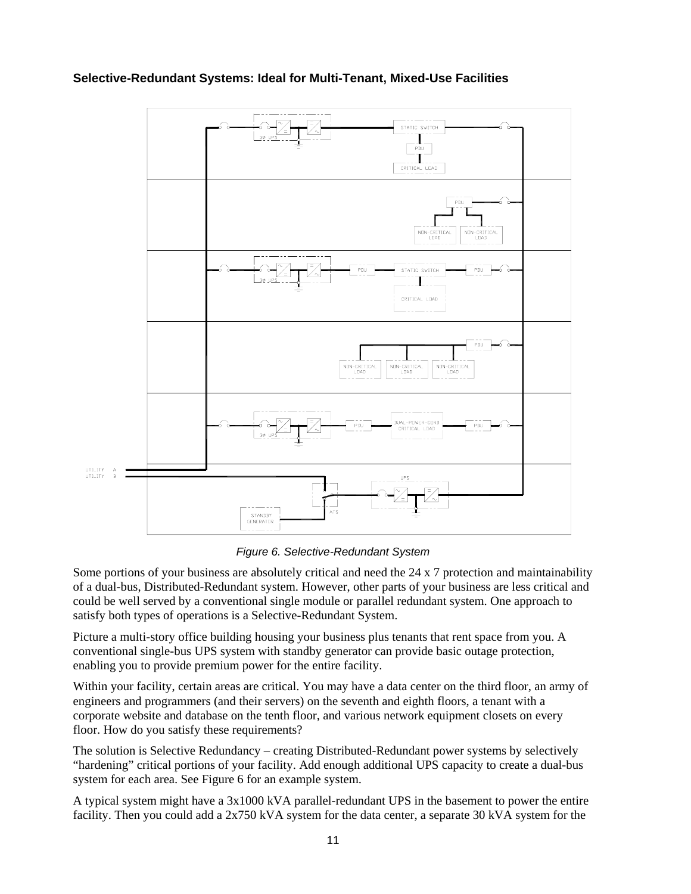### Selective-Redundant Systems: Ideal for Multi-Tenant, Mixed-Use Facilities

*Figure 6. Selective-Redundant System*

Some portions of your business are absolutely critical and need the 24 x 7 protection and maintainability of a dual-bus, Distributed-Redundant system. However, other parts of your business are less critical and could be well served by a conventional single module or parallel redundant system. One approach to satisfy both types of operations is a Selective-Redundant System.

Picture a multi-story office building housing your business plus tenants that rent space from you. A conventional single-bus UPS system with standby generator can provide basic outage protection, enabling you to provide premium power for the entire facility.

Within your facility, certain areas are critical. You may have a data center on the third floor, an army of engineers and programmers (and their servers) on the seventh and eighth floors, a tenant with a corporate website and database on the tenth floor, and various network equipment closets on every floor. How do you satisfy these requirements?

The solution is Selective Redundancy – creating Distributed-Redundant power systems by selectively "hardening" critical portions of your facility. Add enough additional UPS capacity to create a dual-bus system for each area. See Figure 6 for an example system.

A typical system might have a 3x1000 kVA parallel-redundant UPS in the basement to power the entire facility. Then you could add a 2x750 kVA system for the data center, a separate 30 kVA system for the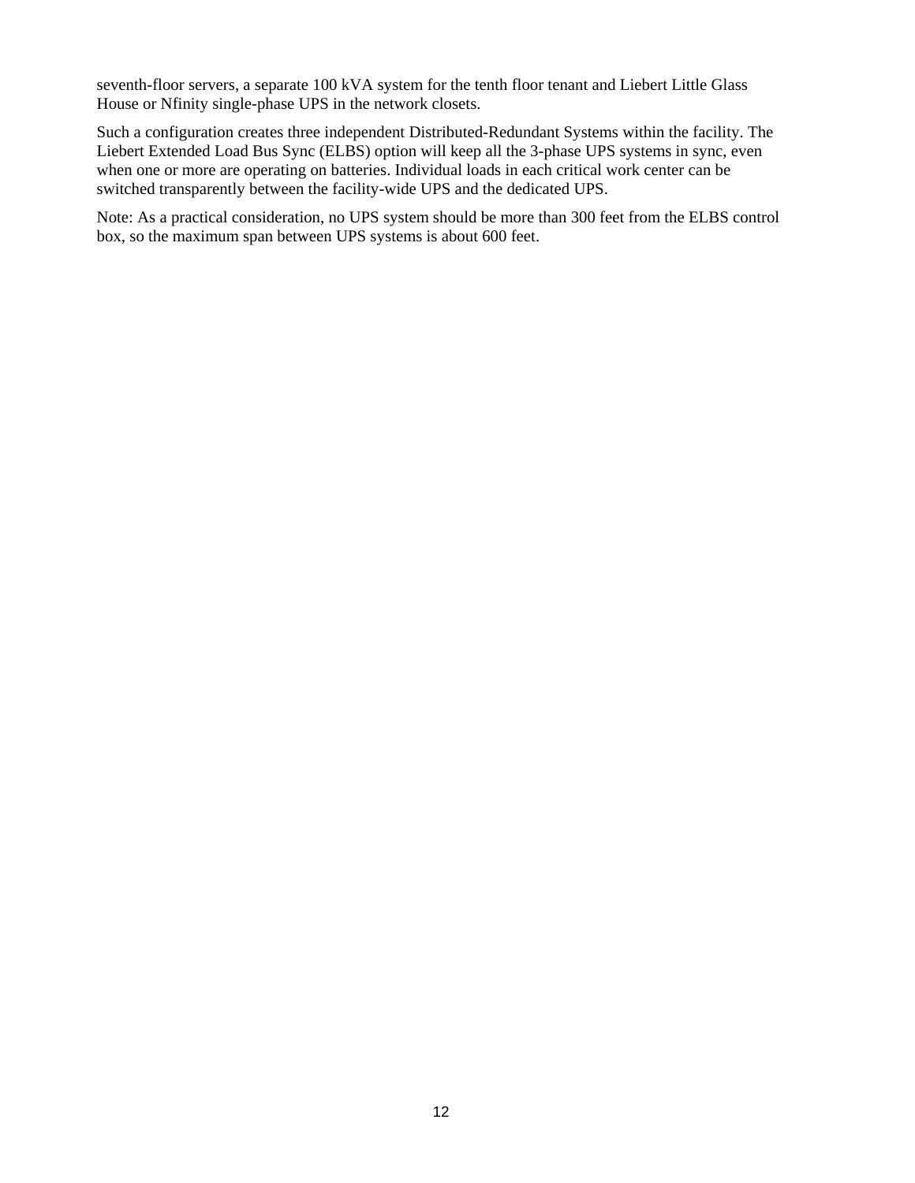seventh-floor servers, a separate 100 kVA system for the tenth floor tenant and Liebert Little Glass House or Nfinity single-phase UPS in the network closets.

Such a configuration creates three independent Distributed-Redundant Systems within the facility. The Liebert Extended Load Bus Sync (ELBS) option will keep all the 3-phase UPS systems in sync, even when one or more are operating on batteries. Individual loads in each critical work center can be switched transparently between the facility-wide UPS and the dedicated UPS.

Note: As a practical consideration, no UPS system should be more than 300 feet from the ELBS control box, so the maximum span between UPS systems is about 600 feet.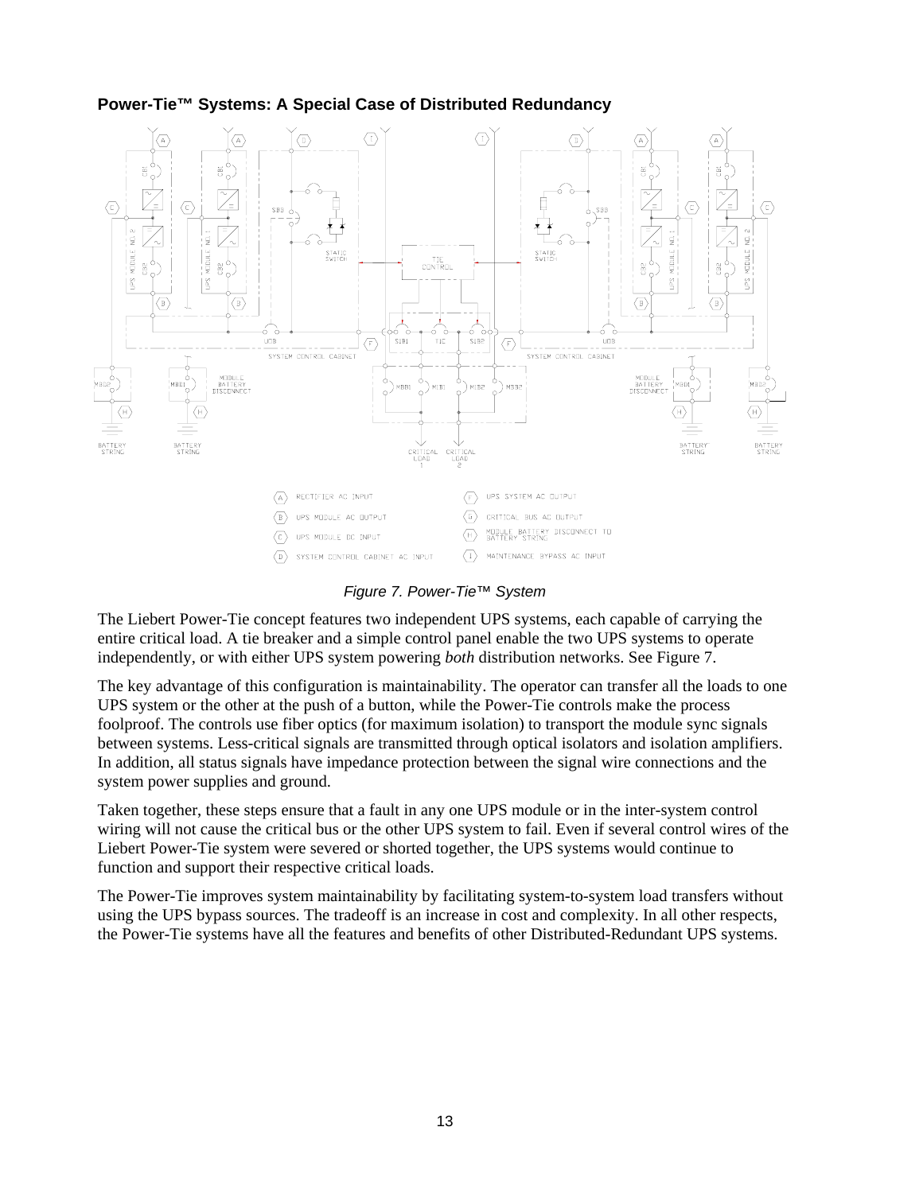### Power-Tie™ Systems: A Special Case of Distributed Redundancy

*Figure 7. Power-Tie™ System*

The Liebert Power-Tie concept features two independent UPS systems, each capable of carrying the entire critical load. A tie breaker and a simple control panel enable the two UPS systems to operate independently, or with either UPS system powering *both* distribution networks. See Figure 7.

The key advantage of this configuration is maintainability. The operator can transfer all the loads to one UPS system or the other at the push of a button, while the Power-Tie controls make the process foolproof. The controls use fiber optics (for maximum isolation) to transport the module sync signals between systems. Less-critical signals are transmitted through optical isolators and isolation amplifiers. In addition, all status signals have impedance protection between the signal wire connections and the system power supplies and ground.

Taken together, these steps ensure that a fault in any one UPS module or in the inter-system control wiring will not cause the critical bus or the other UPS system to fail. Even if several control wires of the Liebert Power-Tie system were severed or shorted together, the UPS systems would continue to function and support their respective critical loads.

The Power-Tie improves system maintainability by facilitating system-to-system load transfers without using the UPS bypass sources. The tradeoff is an increase in cost and complexity. In all other respects, the Power-Tie systems have all the features and benefits of other Distributed-Redundant UPS systems.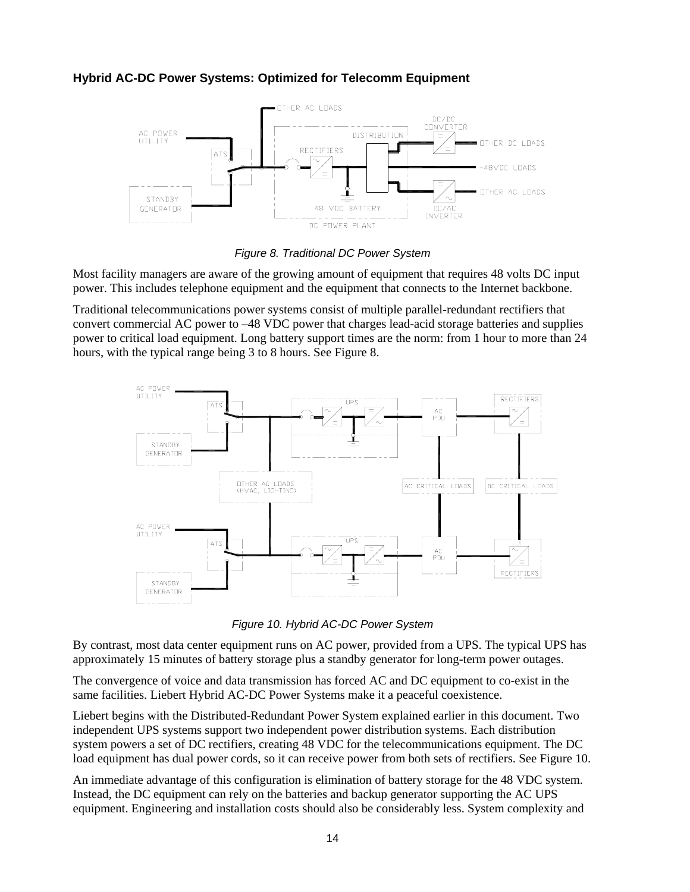### Hybrid AC-DC Power Systems: Optimized for Telecomm Equipment

*Figure 8. Traditional DC Power System*

Most facility managers are aware of the growing amount of equipment that requires 48 volts DC input power. This includes telephone equipment and the equipment that connects to the Internet backbone.

Traditional telecommunications power systems consist of multiple parallel-redundant rectifiers that convert commercial AC power to –48 VDC power that charges lead-acid storage batteries and supplies power to critical load equipment. Long battery support times are the norm: from 1 hour to more than 24 hours, with the typical range being 3 to 8 hours. See Figure 8.

*Figure 10. Hybrid AC-DC Power System*

By contrast, most data center equipment runs on AC power, provided from a UPS. The typical UPS has approximately 15 minutes of battery storage plus a standby generator for long-term power outages.

The convergence of voice and data transmission has forced AC and DC equipment to co-exist in the same facilities. Liebert Hybrid AC-DC Power Systems make it a peaceful coexistence.

Liebert begins with the Distributed-Redundant Power System explained earlier in this document. Two independent UPS systems support two independent power distribution systems. Each distribution system powers a set of DC rectifiers, creating 48 VDC for the telecommunications equipment. The DC load equipment has dual power cords, so it can receive power from both sets of rectifiers. See Figure 10.

An immediate advantage of this configuration is elimination of battery storage for the 48 VDC system. Instead, the DC equipment can rely on the batteries and backup generator supporting the AC UPS equipment. Engineering and installation costs should also be considerably less. System complexity and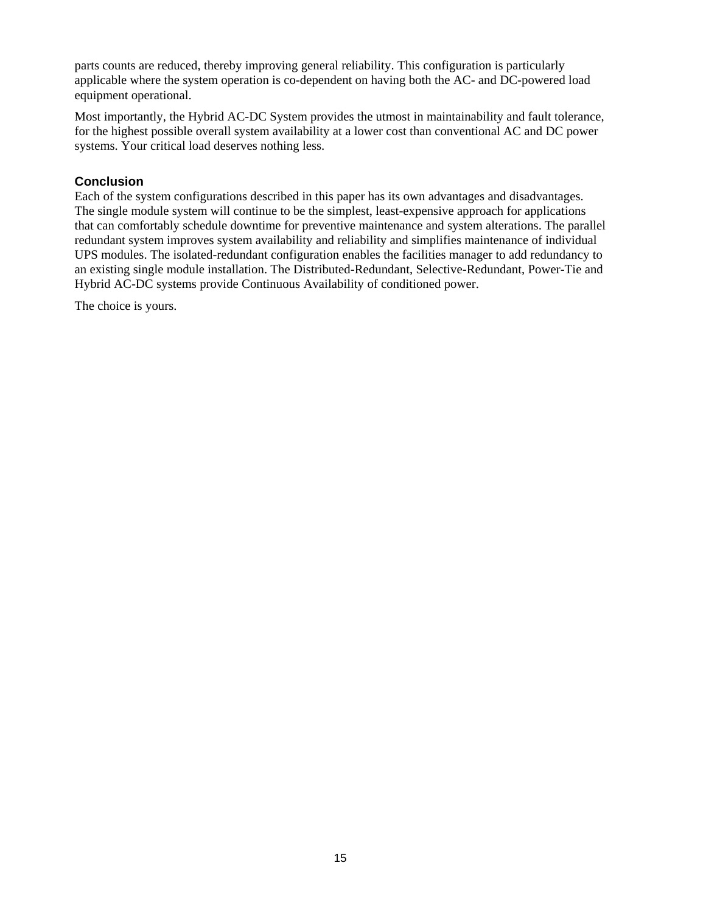parts counts are reduced, thereby improving general reliability. This configuration is particularly applicable where the system operation is co-dependent on having both the AC- and DC-powered load equipment operational.

Most importantly, the Hybrid AC-DC System provides the utmost in maintainability and fault tolerance, for the highest possible overall system availability at a lower cost than conventional AC and DC power systems. Your critical load deserves nothing less.

### Conclusion

Each of the system configurations described in this paper has its own advantages and disadvantages. The single module system will continue to be the simplest, least-expensive approach for applications that can comfortably schedule downtime for preventive maintenance and system alterations. The parallel redundant system improves system availability and reliability and simplifies maintenance of individual UPS modules. The isolated-redundant configuration enables the facilities manager to add redundancy to an existing single module installation. The Distributed-Redundant, Selective-Redundant, Power-Tie and Hybrid AC-DC systems provide Continuous Availability of conditioned power.

The choice is yours.